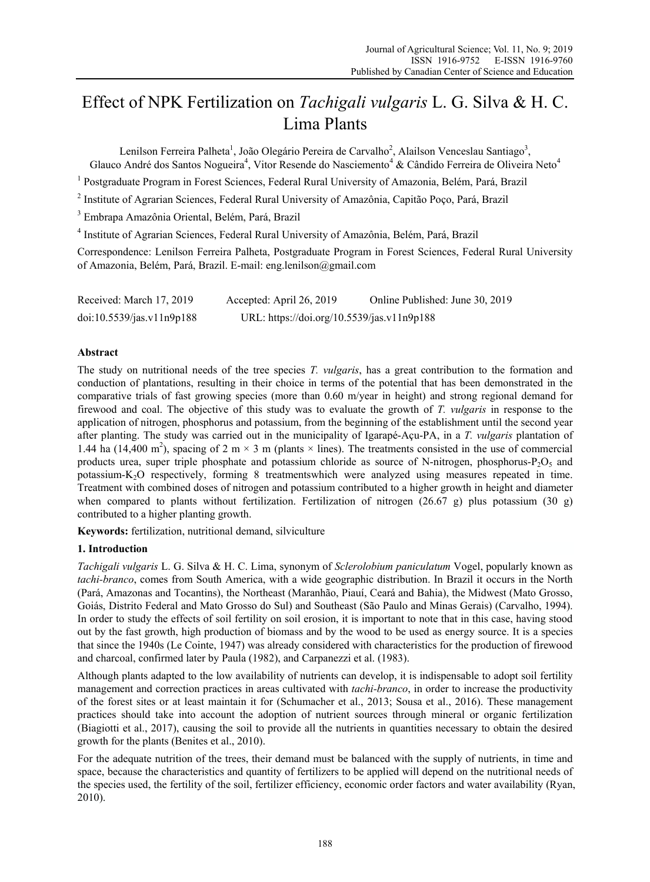# Effect of NPK Fertilization on *Tachigali vulgaris* L. G. Silva & H. C. Lima Plants

Lenilson Ferreira Palheta[1], João Olegário Pereira de Carvalho[2], Alailson Venceslau Santiago[3], Glauco André dos Santos Nogueira[4], Vitor Resende do Nasciemento[4] & Cândido Ferreira de Oliveira Neto[4]

[1] Postgraduate Program in Forest Sciences, Federal Rural University of Amazonia, Belém, Pará, Brazil

[2] Institute of Agrarian Sciences, Federal Rural University of Amazônia, Capitão Poço, Pará, Brazil

[3] Embrapa Amazônia Oriental, Belém, Pará, Brazil

[4] Institute of Agrarian Sciences, Federal Rural University of Amazônia, Belém, Pará, Brazil

Correspondence: Lenilson Ferreira Palheta, Postgraduate Program in Forest Sciences, Federal Rural University of Amazonia, Belém, Pará, Brazil. E-mail: eng.lenilson@gmail.com

Received: March 17, 2019 Accepted: April 26, 2019 Online Published: June 30, 2019

doi:10.5539/jas.v11n9p188 URL: https://doi.org/10.5539/jas.v11n9p188

## Abstract

The study on nutritional needs of the tree species *T. vulgaris*, has a great contribution to the formation and conduction of plantations, resulting in their choice in terms of the potential that has been demonstrated in the comparative trials of fast growing species (more than 0.60 m/year in height) and strong regional demand for firewood and coal. The objective of this study was to evaluate the growth of *T. vulgaris* in response to the application of nitrogen, phosphorus and potassium, from the beginning of the establishment until the second year after planting. The study was carried out in the municipality of Igarapé-Açu-PA, in a *T. vulgaris* plantation of 1.44 ha (14,400 $m^2$), spacing of 2 m × 3 m (plants × lines). The treatments consisted in the use of commercial products urea, super triple phosphate and potassium chloride as source of N-nitrogen, phosphorus-$P_2O_5$ and potassium-$K_2O$ respectively, forming 8 treatmentswhich were analyzed using measures repeated in time. Treatment with combined doses of nitrogen and potassium contributed to a higher growth in height and diameter when compared to plants without fertilization. Fertilization of nitrogen (26.67 g) plus potassium (30 g) contributed to a higher planting growth.

**Keywords:** fertilization, nutritional demand, silviculture

## 1. Introduction

*Tachigali vulgaris* L. G. Silva & H. C. Lima, synonym of *Sclerolobium paniculatum* Vogel, popularly known as *tachi-branco*, comes from South America, with a wide geographic distribution. In Brazil it occurs in the North (Pará, Amazonas and Tocantins), the Northeast (Maranhão, Piauí, Ceará and Bahia), the Midwest (Mato Grosso, Goiás, Distrito Federal and Mato Grosso do Sul) and Southeast (São Paulo and Minas Gerais) (Carvalho, 1994). In order to study the effects of soil fertility on soil erosion, it is important to note that in this case, having stood out by the fast growth, high production of biomass and by the wood to be used as energy source. It is a species that since the 1940s (Le Cointe, 1947) was already considered with characteristics for the production of firewood and charcoal, confirmed later by Paula (1982), and Carpanezzi et al. (1983).

Although plants adapted to the low availability of nutrients can develop, it is indispensable to adopt soil fertility management and correction practices in areas cultivated with *tachi-branco*, in order to increase the productivity of the forest sites or at least maintain it for (Schumacher et al., 2013; Sousa et al., 2016). These management practices should take into account the adoption of nutrient sources through mineral or organic fertilization (Biagiotti et al., 2017), causing the soil to provide all the nutrients in quantities necessary to obtain the desired growth for the plants (Benites et al., 2010).

For the adequate nutrition of the trees, their demand must be balanced with the supply of nutrients, in time and space, because the characteristics and quantity of fertilizers to be applied will depend on the nutritional needs of the species used, the fertility of the soil, fertilizer efficiency, economic order factors and water availability (Ryan, 2010).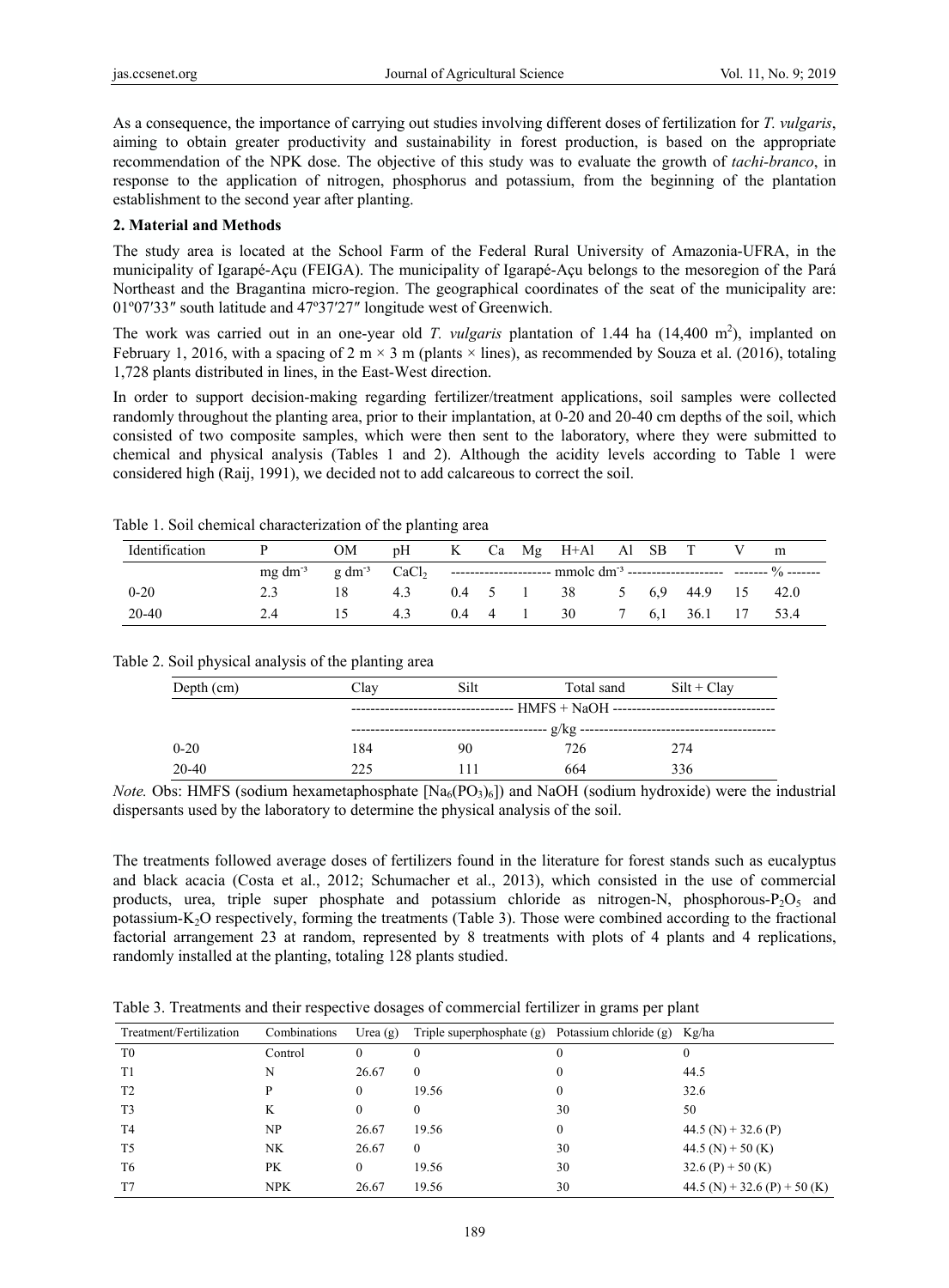As a consequence, the importance of carrying out studies involving different doses of fertilization for *T. vulgaris*, aiming to obtain greater productivity and sustainability in forest production, is based on the appropriate recommendation of the NPK dose. The objective of this study was to evaluate the growth of *tachi-branco*, in response to the application of nitrogen, phosphorus and potassium, from the beginning of the plantation establishment to the second year after planting.

## 2. Material and Methods

The study area is located at the School Farm of the Federal Rural University of Amazonia-UFRA, in the municipality of Igarapé-Açu (FEIGA). The municipality of Igarapé-Açu belongs to the mesoregion of the Pará Northeast and the Bragantina micro-region. The geographical coordinates of the seat of the municipality are: 01º07′33″ south latitude and 47º37′27″ longitude west of Greenwich.

The work was carried out in an one-year old *T. vulgaris* plantation of 1.44 ha (14,400 $m^2$), implanted on February 1, 2016, with a spacing of 2 m × 3 m (plants × lines), as recommended by Souza et al. (2016), totaling 1,728 plants distributed in lines, in the East-West direction.

In order to support decision-making regarding fertilizer/treatment applications, soil samples were collected randomly throughout the planting area, prior to their implantation, at 0-20 and 20-40 cm depths of the soil, which consisted of two composite samples, which were then sent to the laboratory, where they were submitted to chemical and physical analysis (Tables 1 and 2). Although the acidity levels according to Table 1 were considered high (Raij, 1991), we decided not to add calcareous to correct the soil.

Table 1. Soil chemical characterization of the planting area

| Identification | P | OM | pH | K | Ca | Mg | H+Al | Al | SB | T | V | m |
|---|---|---|---|---|---|---|---|---|---|---|---|---|
| | mg $dm^{-3}$ | g $dm^{-3}$ | $CaCl_2$ | mmolc $dm^{-3}$ | | | | | | | % | |
| 0-20 | 2.3 | 18 | 4.3 | 0.4 | 5 | 1 | 38 | 5 | 6,9 | 44.9 | 15 | 42.0 |
| 20-40 | 2.4 | 15 | 4.3 | 0.4 | 4 | 1 | 30 | 7 | 6,1 | 36.1 | 17 | 53.4 |

Table 2. Soil physical analysis of the planting area

| Depth (cm) | Clay | Silt | Total sand | Silt + Clay |
|---|---|---|---|---|
| | HMFS + NaOH | | | |
| | g/kg | | | |
| 0-20 | 184 | 90 | 726 | 274 |
| 20-40 | 225 | 111 | 664 | 336 |

*Note.* Obs: HMFS (sodium hexametaphosphate [$Na_6(PO_3)_6$]) and NaOH (sodium hydroxide) were the industrial dispersants used by the laboratory to determine the physical analysis of the soil.

The treatments followed average doses of fertilizers found in the literature for forest stands such as eucalyptus and black acacia (Costa et al., 2012; Schumacher et al., 2013), which consisted in the use of commercial products, urea, triple super phosphate and potassium chloride as nitrogen-N, phosphorous-$P_2O_5$ and potassium-$K_2O$ respectively, forming the treatments (Table 3). Those were combined according to the fractional factorial arrangement 23 at random, represented by 8 treatments with plots of 4 plants and 4 replications, randomly installed at the planting, totaling 128 plants studied.

Table 3. Treatments and their respective dosages of commercial fertilizer in grams per plant

| Treatment/Fertilization | Combinations | Urea (g) | Triple superphosphate (g) | Potassium chloride (g) | Kg/ha |
|---|---|---|---|---|---|
| T0 | Control | 0 | 0 | 0 | 0 |
| T1 | N | 26.67 | 0 | 0 | 44.5 |
| T2 | P | 0 | 19.56 | 0 | 32.6 |
| T3 | K | 0 | 0 | 30 | 50 |
| T4 | NP | 26.67 | 19.56 | 0 | 44.5 (N) + 32.6 (P) |
| T5 | NK | 26.67 | 0 | 30 | 44.5 (N) + 50 (K) |
| T6 | PK | 0 | 19.56 | 30 | 32.6 (P) + 50 (K) |
| T7 | NPK | 26.67 | 19.56 | 30 | 44.5 (N) + 32.6 (P) + 50 (K) |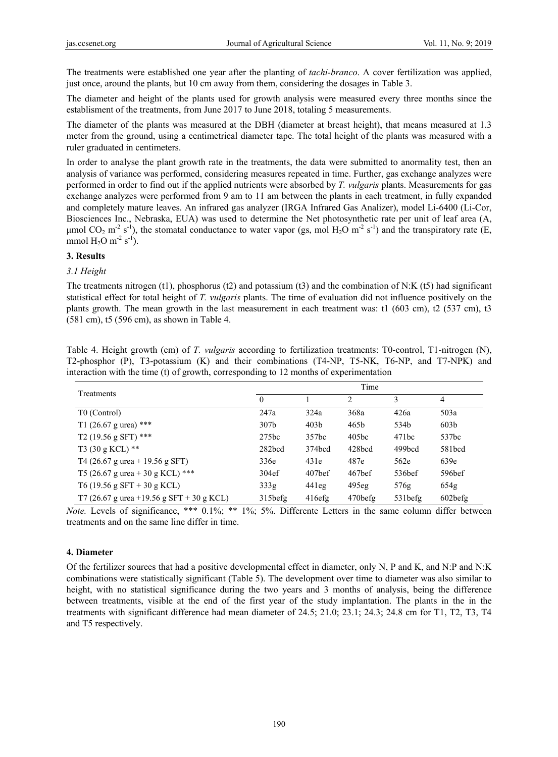The treatments were established one year after the planting of *tachi-branco*. A cover fertilization was applied, just once, around the plants, but 10 cm away from them, considering the dosages in Table 3.

The diameter and height of the plants used for growth analysis were measured every three months since the establisment of the treatments, from June 2017 to June 2018, totaling 5 measurements.

The diameter of the plants was measured at the DBH (diameter at breast height), that means measured at 1.3 meter from the ground, using a centimetrical diameter tape. The total height of the plants was measured with a ruler graduated in centimeters.

In order to analyse the plant growth rate in the treatments, the data were submitted to anormality test, then an analysis of variance was performed, considering measures repeated in time. Further, gas exchange analyzes were performed in order to find out if the applied nutrients were absorbed by *T. vulgaris* plants. Measurements for gas exchange analyzes were performed from 9 am to 11 am between the plants in each treatment, in fully expanded and completely mature leaves. An infrared gas analyzer (IRGA Infrared Gas Analizer), model Li-6400 (Li-Cor, Biosciences Inc., Nebraska, EUA) was used to determine the Net photosynthetic rate per unit of leaf area (A, μmol $CO_2$ $m^{-2}$ $s^{-1}$), the stomatal conductance to water vapor (gs, mol $H_2O$ $m^{-2}$ $s^{-1}$) and the transpiratory rate (E, mmol $H_2O$ $m^{-2}$ $s^{-1}$).

## 3. Results

### 3.1 Height

The treatments nitrogen (t1), phosphorus (t2) and potassium (t3) and the combination of N:K (t5) had significant statistical effect for total height of *T. vulgaris* plants. The time of evaluation did not influence positively on the plants growth. The mean growth in the last measurement in each treatment was: t1 (603 cm), t2 (537 cm), t3 (581 cm), t5 (596 cm), as shown in Table 4.

Table 4. Height growth (cm) of *T. vulgaris* according to fertilization treatments: T0-control, T1-nitrogen (N), T2-phosphor (P), T3-potassium (K) and their combinations (T4-NP, T5-NK, T6-NP, and T7-NPK) and interaction with the time (t) of growth, corresponding to 12 months of experimentation

| Treatments | Time | | | | |
|---|---|---|---|---|---|
| | 0 | 1 | 2 | 3 | 4 |
| T0 (Control) | 247a | 324a | 368a | 426a | 503a |
| T1 (26.67 g urea) *** | 307b | 403b | 465b | 534b | 603b |
| T2 (19.56 g SFT) *** | 275bc | 357bc | 405bc | 471bc | 537bc |
| T3 (30 g KCL) ** | 282bcd | 374bcd | 428bcd | 499bcd | 581bcd |
| T4 (26.67 g urea + 19.56 g SFT) | 336e | 431e | 487e | 562e | 639e |
| T5 (26.67 g urea + 30 g KCL) *** | 304ef | 407bef | 467bef | 536bef | 596bef |
| T6 (19.56 g SFT + 30 g KCL) | 333g | 441eg | 495eg | 576g | 654g |
| T7 (26.67 g urea +19.56 g SFT + 30 g KCL) | 315befg | 416efg | 470befg | 531befg | 602befg |

*Note.* Levels of significance, *** 0.1%; ** 1%; 5%. Differente Letters in the same column differ between treatments and on the same line differ in time.

## 4. Diameter

Of the fertilizer sources that had a positive developmental effect in diameter, only N, P and K, and N:P and N:K combinations were statistically significant (Table 5). The development over time to diameter was also similar to height, with no statistical significance during the two years and 3 months of analysis, being the difference between treatments, visible at the end of the first year of the study implantation. The plants in the in the treatments with significant difference had mean diameter of 24.5; 21.0; 23.1; 24.3; 24.8 cm for T1, T2, T3, T4 and T5 respectively.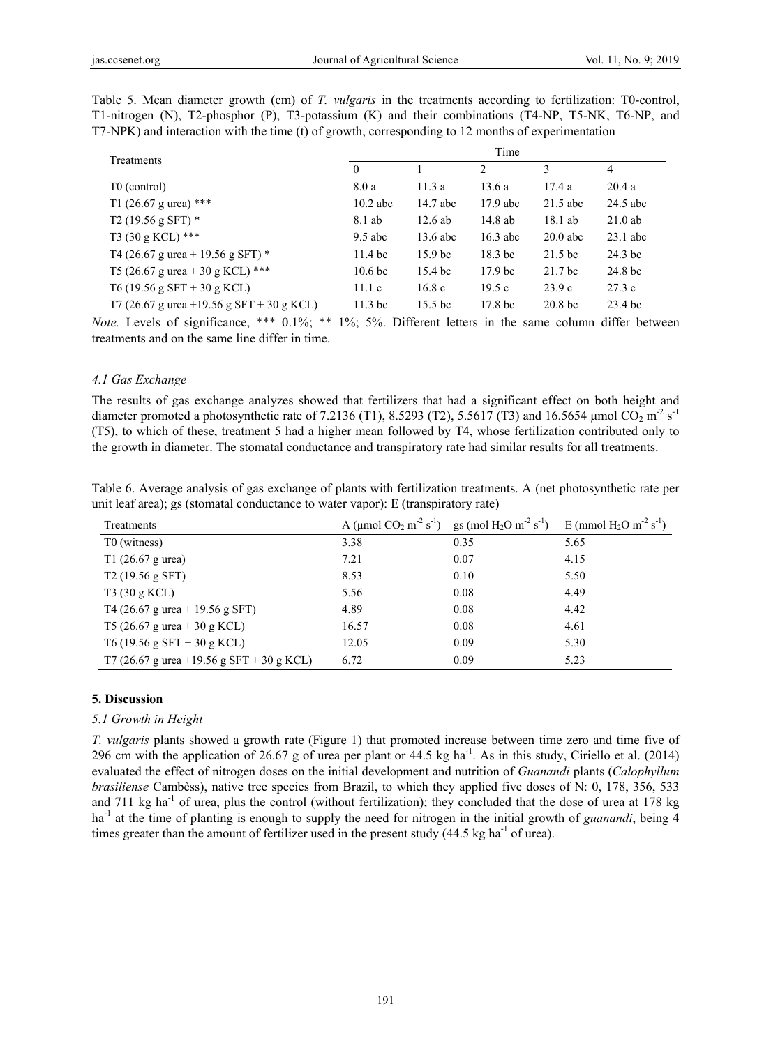Table 5. Mean diameter growth (cm) of *T. vulgaris* in the treatments according to fertilization: T0-control, T1-nitrogen (N), T2-phosphor (P), T3-potassium (K) and their combinations (T4-NP, T5-NK, T6-NP, and T7-NPK) and interaction with the time (t) of growth, corresponding to 12 months of experimentation

| Treatments | Time | | | | |
|---|---|---|---|---|---|
| | 0 | 1 | 2 | 3 | 4 |
| T0 (control) | 8.0 a | 11.3 a | 13.6 a | 17.4 a | 20.4 a |
| T1 (26.67 g urea) *** | 10.2 abc | 14.7 abc | 17.9 abc | 21.5 abc | 24.5 abc |
| T2 (19.56 g SFT) * | 8.1 ab | 12.6 ab | 14.8 ab | 18.1 ab | 21.0 ab |
| T3 (30 g KCL) *** | 9.5 abc | 13.6 abc | 16.3 abc | 20.0 abc | 23.1 abc |
| T4 (26.67 g urea + 19.56 g SFT) * | 11.4 bc | 15.9 bc | 18.3 bc | 21.5 bc | 24.3 bc |
| T5 (26.67 g urea + 30 g KCL) *** | 10.6 bc | 15.4 bc | 17.9 bc | 21.7 bc | 24.8 bc |
| T6 (19.56 g SFT + 30 g KCL) | 11.1 c | 16.8 c | 19.5 c | 23.9 c | 27.3 c |
| T7 (26.67 g urea +19.56 g SFT + 30 g KCL) | 11.3 bc | 15.5 bc | 17.8 bc | 20.8 bc | 23.4 bc |

*Note.* Levels of significance, *** 0.1%; ** 1%; 5%. Different letters in the same column differ between treatments and on the same line differ in time.

### 4.1 Gas Exchange

The results of gas exchange analyzes showed that fertilizers that had a significant effect on both height and diameter promoted a photosynthetic rate of 7.2136 (T1), 8.5293 (T2), 5.5617 (T3) and 16.5654 μmol $CO_2$ $m^{-2}$ $s^{-1}$ (T5), to which of these, treatment 5 had a higher mean followed by T4, whose fertilization contributed only to the growth in diameter. The stomatal conductance and transpiratory rate had similar results for all treatments.

Table 6. Average analysis of gas exchange of plants with fertilization treatments. A (net photosynthetic rate per unit leaf area); gs (stomatal conductance to water vapor): E (transpiratory rate)

| Treatments | A (μmol $CO_2$ $m^{-2}$ $s^{-1}$) | gs (mol $H_2O$ $m^{-2}$ $s^{-1}$) | E (mmol $H_2O$ $m^{-2}$ $s^{-1}$) |
|---|---|---|---|
| T0 (witness) | 3.38 | 0.35 | 5.65 |
| T1 (26.67 g urea) | 7.21 | 0.07 | 4.15 |
| T2 (19.56 g SFT) | 8.53 | 0.10 | 5.50 |
| T3 (30 g KCL) | 5.56 | 0.08 | 4.49 |
| T4 (26.67 g urea + 19.56 g SFT) | 4.89 | 0.08 | 4.42 |
| T5 (26.67 g urea + 30 g KCL) | 16.57 | 0.08 | 4.61 |
| T6 (19.56 g SFT + 30 g KCL) | 12.05 | 0.09 | 5.30 |
| T7 (26.67 g urea +19.56 g SFT + 30 g KCL) | 6.72 | 0.09 | 5.23 |

## 5. Discussion

### 5.1 Growth in Height

*T. vulgaris* plants showed a growth rate (Figure 1) that promoted increase between time zero and time five of 296 cm with the application of 26.67 g of urea per plant or 44.5 kg $ha^{-1}$. As in this study, Ciriello et al. (2014) evaluated the effect of nitrogen doses on the initial development and nutrition of *Guanandi* plants (*Calophyllum brasiliense* Cambèss), native tree species from Brazil, to which they applied five doses of N: 0, 178, 356, 533 and 711 kg $ha^{-1}$ of urea, plus the control (without fertilization); they concluded that the dose of urea at 178 kg $ha^{-1}$ at the time of planting is enough to supply the need for nitrogen in the initial growth of *guanandi*, being 4 times greater than the amount of fertilizer used in the present study (44.5 kg $ha^{-1}$ of urea).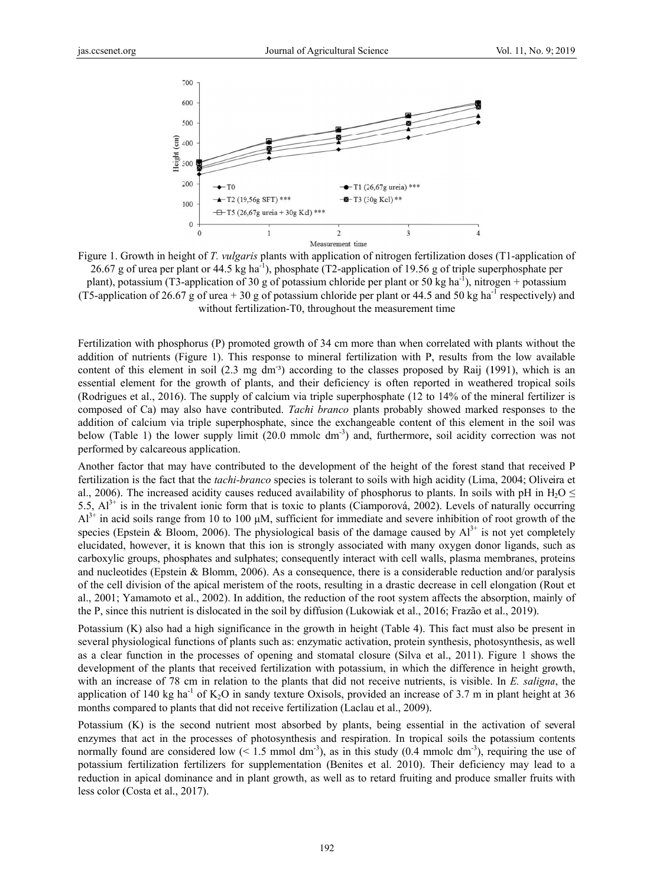Figure 1. Growth in height of *T. vulgaris* plants with application of nitrogen fertilization doses (T1-application of 26.67 g of urea per plant or 44.5 kg $ha^{-1}$), phosphate (T2-application of 19.56 g of triple superphosphate per plant), potassium (T3-application of 30 g of potassium chloride per plant or 50 kg $ha^{-1}$), nitrogen + potassium (T5-application of 26.67 g of urea + 30 g of potassium chloride per plant or 44.5 and 50 kg $ha^{-1}$ respectively) and without fertilization-T0, throughout the measurement time

Fertilization with phosphorus (P) promoted growth of 34 cm more than when correlated with plants without the addition of nutrients (Figure 1). This response to mineral fertilization with P, results from the low available content of this element in soil (2.3 mg $dm^{-3}$) according to the classes proposed by Raij (1991), which is an essential element for the growth of plants, and their deficiency is often reported in weathered tropical soils (Rodrigues et al., 2016). The supply of calcium via triple superphosphate (12 to 14% of the mineral fertilizer is composed of Ca) may also have contributed. *Tachi branco* plants probably showed marked responses to the addition of calcium via triple superphosphate, since the exchangeable content of this element in the soil was below (Table 1) the lower supply limit (20.0 mmolc $dm^{-3}$) and, furthermore, soil acidity correction was not performed by calcareous application.

Another factor that may have contributed to the development of the height of the forest stand that received P fertilization is the fact that the *tachi-branco* species is tolerant to soils with high acidity (Lima, 2004; Oliveira et al., 2006). The increased acidity causes reduced availability of phosphorus to plants. In soils with pH in $H_2O \leq 5.5$, $Al^{3+}$ is in the trivalent ionic form that is toxic to plants (Ciamporová, 2002). Levels of naturally occurring $Al^{3+}$ in acid soils range from 10 to 100 μM, sufficient for immediate and severe inhibition of root growth of the species (Epstein & Bloom, 2006). The physiological basis of the damage caused by $Al^{3+}$ is not yet completely elucidated, however, it is known that this ion is strongly associated with many oxygen donor ligands, such as carboxylic groups, phosphates and sulphates; consequently interact with cell walls, plasma membranes, proteins and nucleotides (Epstein & Blomm, 2006). As a consequence, there is a considerable reduction and/or paralysis of the cell division of the apical meristem of the roots, resulting in a drastic decrease in cell elongation (Rout et al., 2001; Yamamoto et al., 2002). In addition, the reduction of the root system affects the absorption, mainly of the P, since this nutrient is dislocated in the soil by diffusion (Lukowiak et al., 2016; Frazão et al., 2019).

Potassium (K) also had a high significance in the growth in height (Table 4). This fact must also be present in several physiological functions of plants such as: enzymatic activation, protein synthesis, photosynthesis, as well as a clear function in the processes of opening and stomatal closure (Silva et al., 2011). Figure 1 shows the development of the plants that received fertilization with potassium, in which the difference in height growth, with an increase of 78 cm in relation to the plants that did not receive nutrients, is visible. In *E. saligna*, the application of 140 kg $ha^{-1}$ of $K_2O$ in sandy texture Oxisols, provided an increase of 3.7 m in plant height at 36 months compared to plants that did not receive fertilization (Laclau et al., 2009).

Potassium (K) is the second nutrient most absorbed by plants, being essential in the activation of several enzymes that act in the processes of photosynthesis and respiration. In tropical soils the potassium contents normally found are considered low (< 1.5 mmol $dm^{-3}$), as in this study (0.4 mmolc $dm^{-3}$), requiring the use of potassium fertilization fertilizers for supplementation (Benites et al. 2010). Their deficiency may lead to a reduction in apical dominance and in plant growth, as well as to retard fruiting and produce smaller fruits with less color (Costa et al., 2017).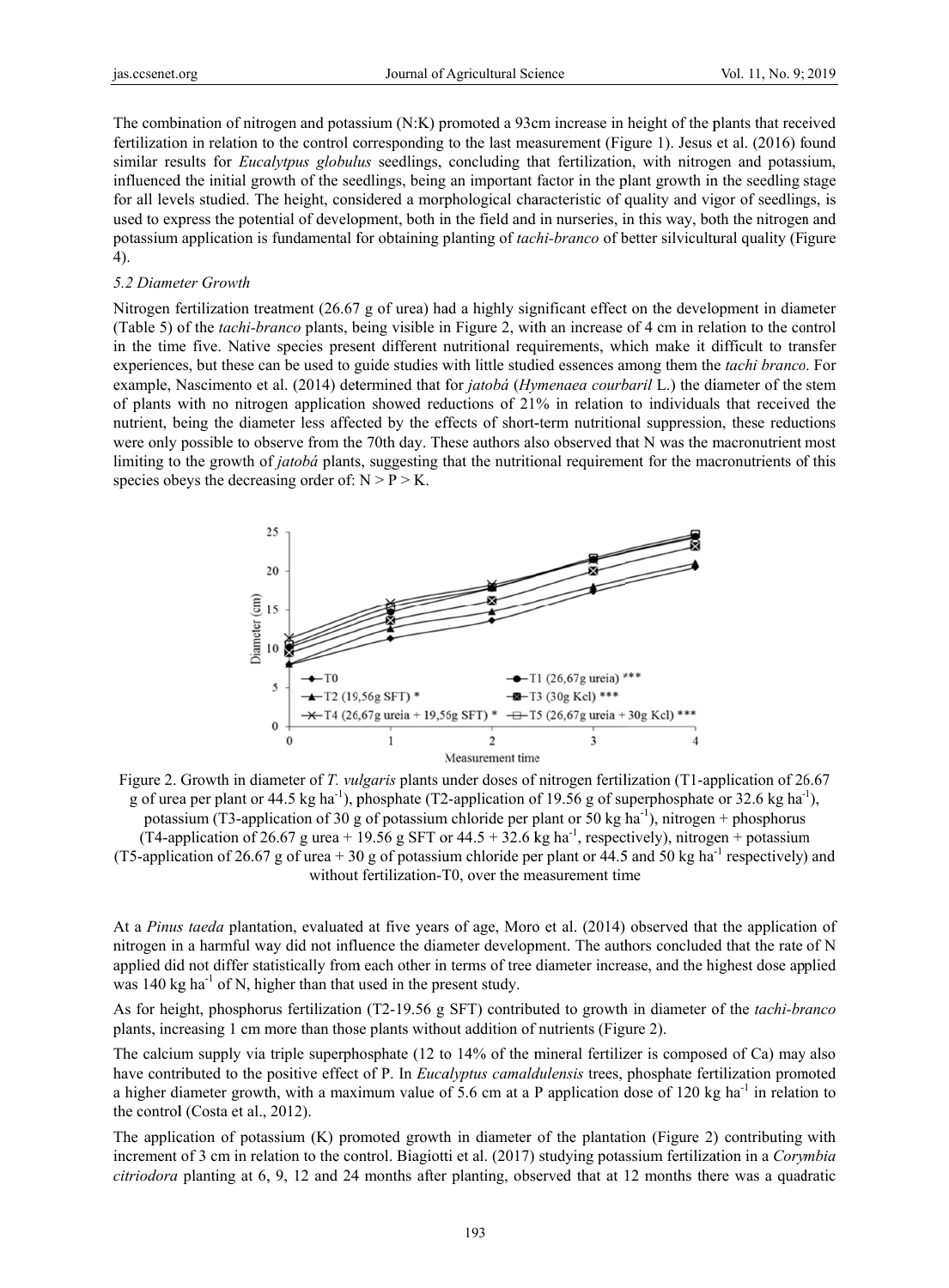The combination of nitrogen and potassium (N:K) promoted a 93cm increase in height of the plants that received fertilization in relation to the control corresponding to the last measurement (Figure 1). Jesus et al. (2016) found similar results for *Eucalyptus globulus* seedlings, concluding that fertilization, with nitrogen and potassium, influenced the initial growth of the seedlings, being an important factor in the plant growth in the seedling stage for all levels studied. The height, considered a morphological characteristic of quality and vigor of seedlings, is used to express the potential of development, both in the field and in nurseries, in this way, both the nitrogen and potassium application is fundamental for obtaining planting of *tachi-branco* of better silvicultural quality (Figure 4).

*5.2 Diameter Growth*

Nitrogen fertilization treatment (26.67 g of urea) had a highly significant effect on the development in diameter (Table 5) of the *tachi-branco* plants, being visible in Figure 2, with an increase of 4 cm in relation to the control in the time five. Native species present different nutritional requirements, which make it difficult to transfer experiences, but these can be used to guide studies with little studied essences among them the *tachi branco*. For example, Nascimento et al. (2014) determined that for *jatobá* (*Hymenaea courbaril* L.) the diameter of the stem of plants with no nitrogen application showed reductions of 21% in relation to individuals that received the nutrient, being the diameter less affected by the effects of short-term nutritional suppression, these reductions were only possible to observe from the 70th day. These authors also observed that N was the macronutrient most limiting to the growth of *jatobá* plants, suggesting that the nutritional requirement for the macronutrients of this species obeys the decreasing order of: N > P > K.

Figure 2. Growth in diameter of *T. vulgaris* plants under doses of nitrogen fertilization (T1-application of 26.67 g of urea per plant or 44.5 kg ha$^{-1}$), phosphate (T2-application of 19.56 g of superphosphate or 32.6 kg ha$^{-1}$), potassium (T3-application of 30 g of potassium chloride per plant or 50 kg ha$^{-1}$), nitrogen + phosphorus (T4-application of 26.67 g urea + 19.56 g SFT or 44.5 + 32.6 kg ha$^{-1}$, respectively), nitrogen + potassium (T5-application of 26.67 g of urea + 30 g of potassium chloride per plant or 44.5 and 50 kg ha$^{-1}$ respectively) and without fertilization-T0, over the measurement time

At a *Pinus taeda* plantation, evaluated at five years of age, Moro et al. (2014) observed that the application of nitrogen in a harmful way did not influence the diameter development. The authors concluded that the rate of N applied did not differ statistically from each other in terms of tree diameter increase, and the highest dose applied was 140 kg ha$^{-1}$ of N, higher than that used in the present study.

As for height, phosphorus fertilization (T2-19.56 g SFT) contributed to growth in diameter of the *tachi-branco* plants, increasing 1 cm more than those plants without addition of nutrients (Figure 2).

The calcium supply via triple superphosphate (12 to 14% of the mineral fertilizer is composed of Ca) may also have contributed to the positive effect of P. In *Eucalyptus camaldulensis* trees, phosphate fertilization promoted a higher diameter growth, with a maximum value of 5.6 cm at a P application dose of 120 kg ha$^{-1}$ in relation to the control (Costa et al., 2012).

The application of potassium (K) promoted growth in diameter of the plantation (Figure 2) contributing with increment of 3 cm in relation to the control. Biagiotti et al. (2017) studying potassium fertilization in a *Corymbia citriodora* planting at 6, 9, 12 and 24 months after planting, observed that at 12 months there was a quadratic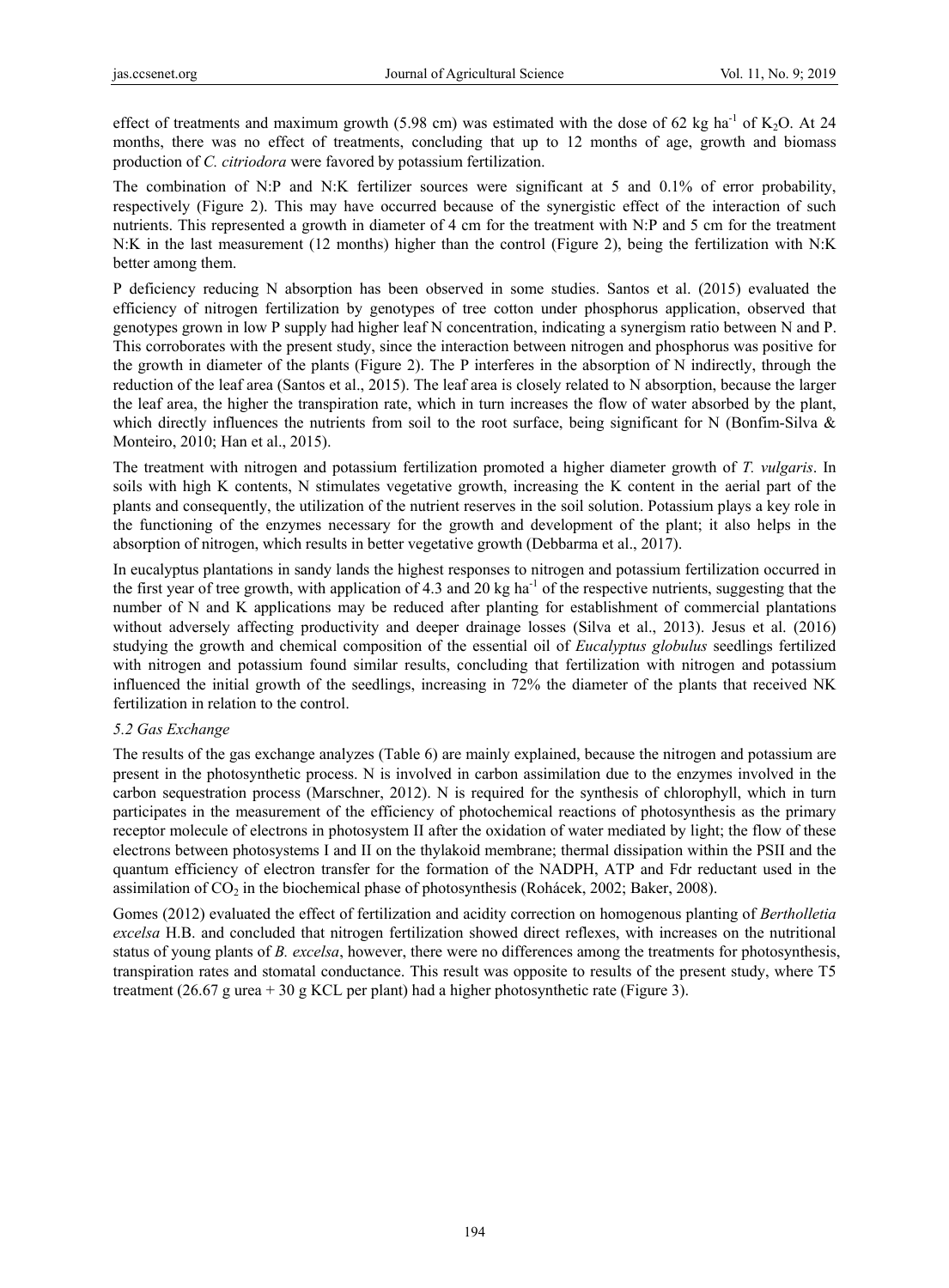effect of treatments and maximum growth (5.98 cm) was estimated with the dose of 62 kg ha$^{-1}$ of $K_2O$. At 24 months, there was no effect of treatments, concluding that up to 12 months of age, growth and biomass production of *C. citriodora* were favored by potassium fertilization.

The combination of N:P and N:K fertilizer sources were significant at 5 and 0.1% of error probability, respectively (Figure 2). This may have occurred because of the synergistic effect of the interaction of such nutrients. This represented a growth in diameter of 4 cm for the treatment with N:P and 5 cm for the treatment N:K in the last measurement (12 months) higher than the control (Figure 2), being the fertilization with N:K better among them.

P deficiency reducing N absorption has been observed in some studies. Santos et al. (2015) evaluated the efficiency of nitrogen fertilization by genotypes of tree cotton under phosphorus application, observed that genotypes grown in low P supply had higher leaf N concentration, indicating a synergism ratio between N and P. This corroborates with the present study, since the interaction between nitrogen and phosphorus was positive for the growth in diameter of the plants (Figure 2). The P interferes in the absorption of N indirectly, through the reduction of the leaf area (Santos et al., 2015). The leaf area is closely related to N absorption, because the larger the leaf area, the higher the transpiration rate, which in turn increases the flow of water absorbed by the plant, which directly influences the nutrients from soil to the root surface, being significant for N (Bonfim-Silva & Monteiro, 2010; Han et al., 2015).

The treatment with nitrogen and potassium fertilization promoted a higher diameter growth of *T. vulgaris*. In soils with high K contents, N stimulates vegetative growth, increasing the K content in the aerial part of the plants and consequently, the utilization of the nutrient reserves in the soil solution. Potassium plays a key role in the functioning of the enzymes necessary for the growth and development of the plant; it also helps in the absorption of nitrogen, which results in better vegetative growth (Debbarma et al., 2017).

In eucalyptus plantations in sandy lands the highest responses to nitrogen and potassium fertilization occurred in the first year of tree growth, with application of 4.3 and 20 kg ha$^{-1}$ of the respective nutrients, suggesting that the number of N and K applications may be reduced after planting for establishment of commercial plantations without adversely affecting productivity and deeper drainage losses (Silva et al., 2013). Jesus et al. (2016) studying the growth and chemical composition of the essential oil of *Eucalyptus globulus* seedlings fertilized with nitrogen and potassium found similar results, concluding that fertilization with nitrogen and potassium influenced the initial growth of the seedlings, increasing in 72% the diameter of the plants that received NK fertilization in relation to the control.

### *5.2 Gas Exchange*

The results of the gas exchange analyzes (Table 6) are mainly explained, because the nitrogen and potassium are present in the photosynthetic process. N is involved in carbon assimilation due to the enzymes involved in the carbon sequestration process (Marschner, 2012). N is required for the synthesis of chlorophyll, which in turn participates in the measurement of the efficiency of photochemical reactions of photosynthesis as the primary receptor molecule of electrons in photosystem II after the oxidation of water mediated by light; the flow of these electrons between photosystems I and II on the thylakoid membrane; thermal dissipation within the PSII and the quantum efficiency of electron transfer for the formation of the NADPH, ATP and Fdr reductant used in the assimilation of $CO_2$ in the biochemical phase of photosynthesis (Rohácek, 2002; Baker, 2008).

Gomes (2012) evaluated the effect of fertilization and acidity correction on homogenous planting of *Bertholletia excelsa* H.B. and concluded that nitrogen fertilization showed direct reflexes, with increases on the nutritional status of young plants of *B. excelsa*, however, there were no differences among the treatments for photosynthesis, transpiration rates and stomatal conductance. This result was opposite to results of the present study, where T5 treatment (26.67 g urea + 30 g KCL per plant) had a higher photosynthetic rate (Figure 3).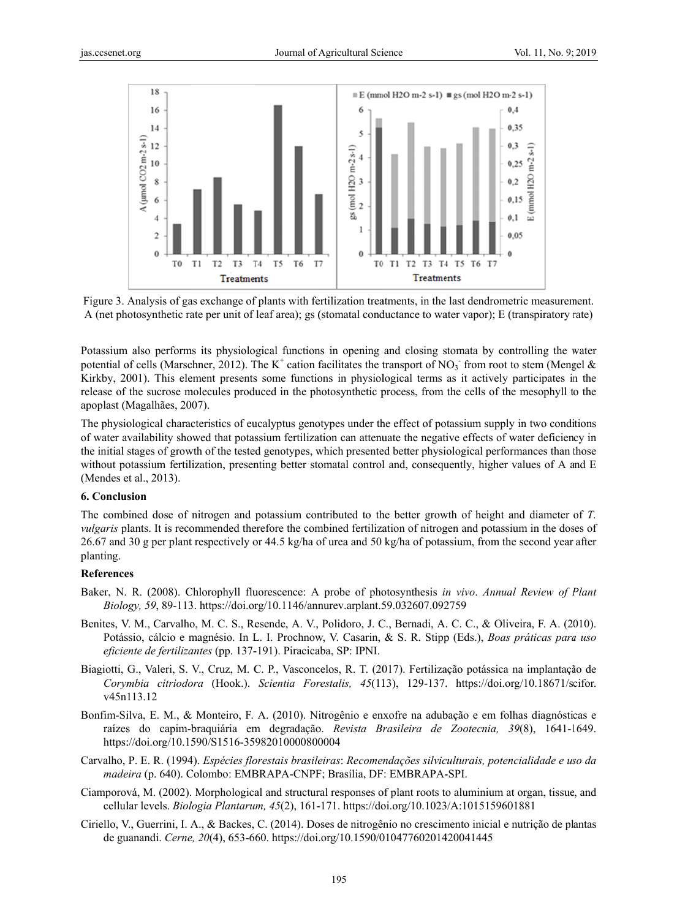Figure 3. Analysis of gas exchange of plants with fertilization treatments, in the last dendrometric measurement. A (net photosynthetic rate per unit of leaf area); gs (stomatal conductance to water vapor); E (transpiratory rate)

Potassium also performs its physiological functions in opening and closing stomata by controlling the water potential of cells (Marschner, 2012). The $K^+$ cation facilitates the transport of $NO_3^-$ from root to stem (Mengel & Kirkby, 2001). This element presents some functions in physiological terms as it actively participates in the release of the sucrose molecules produced in the photosynthetic process, from the cells of the mesophyll to the apoplast (Magalhães, 2007).

The physiological characteristics of eucalyptus genotypes under the effect of potassium supply in two conditions of water availability showed that potassium fertilization can attenuate the negative effects of water deficiency in the initial stages of growth of the tested genotypes, which presented better physiological performances than those without potassium fertilization, presenting better stomatal control and, consequently, higher values of A and E (Mendes et al., 2013).

## 6. Conclusion

The combined dose of nitrogen and potassium contributed to the better growth of height and diameter of *T. vulgaris* plants. It is recommended therefore the combined fertilization of nitrogen and potassium in the doses of 26.67 and 30 g per plant respectively or 44.5 kg/ha of urea and 50 kg/ha of potassium, from the second year after planting.

## References

Baker, N. R. (2008). Chlorophyll fluorescence: A probe of photosynthesis *in vivo*. *Annual Review of Plant Biology, 59*, 89-113. https://doi.org/10.1146/annurev.arplant.59.032607.092759

Benites, V. M., Carvalho, M. C. S., Resende, A. V., Polidoro, J. C., Bernadi, A. C. C., & Oliveira, F. A. (2010). Potássio, cálcio e magnésio. In L. I. Prochnow, V. Casarin, & S. R. Stipp (Eds.), *Boas práticas para uso eficiente de fertilizantes* (pp. 137-191). Piracicaba, SP: IPNI.

Biagiotti, G., Valeri, S. V., Cruz, M. C. P., Vasconcelos, R. T. (2017). Fertilização potássica na implantação de *Corymbia citriodora* (Hook.). *Scientia Forestalis, 45*(113), 129-137. https://doi.org/10.18671/scifor.v45n113.12

Bonfim-Silva, E. M., & Monteiro, F. A. (2010). Nitrogênio e enxofre na adubação e em folhas diagnósticas e raízes do capim-braquiária em degradação. *Revista Brasileira de Zootecnia, 39*(8), 1641-1649. https://doi.org/10.1590/S1516-35982010000800004

Carvalho, P. E. R. (1994). *Espécies florestais brasileiras*: *Recomendações silviculturais, potencialidade e uso da madeira* (p. 640). Colombo: EMBRAPA-CNPF; Brasília, DF: EMBRAPA-SPI.

Ciamporová, M. (2002). Morphological and structural responses of plant roots to aluminium at organ, tissue, and cellular levels. *Biologia Plantarum, 45*(2), 161-171. https://doi.org/10.1023/A:1015159601881

Ciriello, V., Guerrini, I. A., & Backes, C. (2014). Doses de nitrogênio no crescimento inicial e nutrição de plantas de guanandi. *Cerne, 20*(4), 653-660. https://doi.org/10.1590/01047760201420041445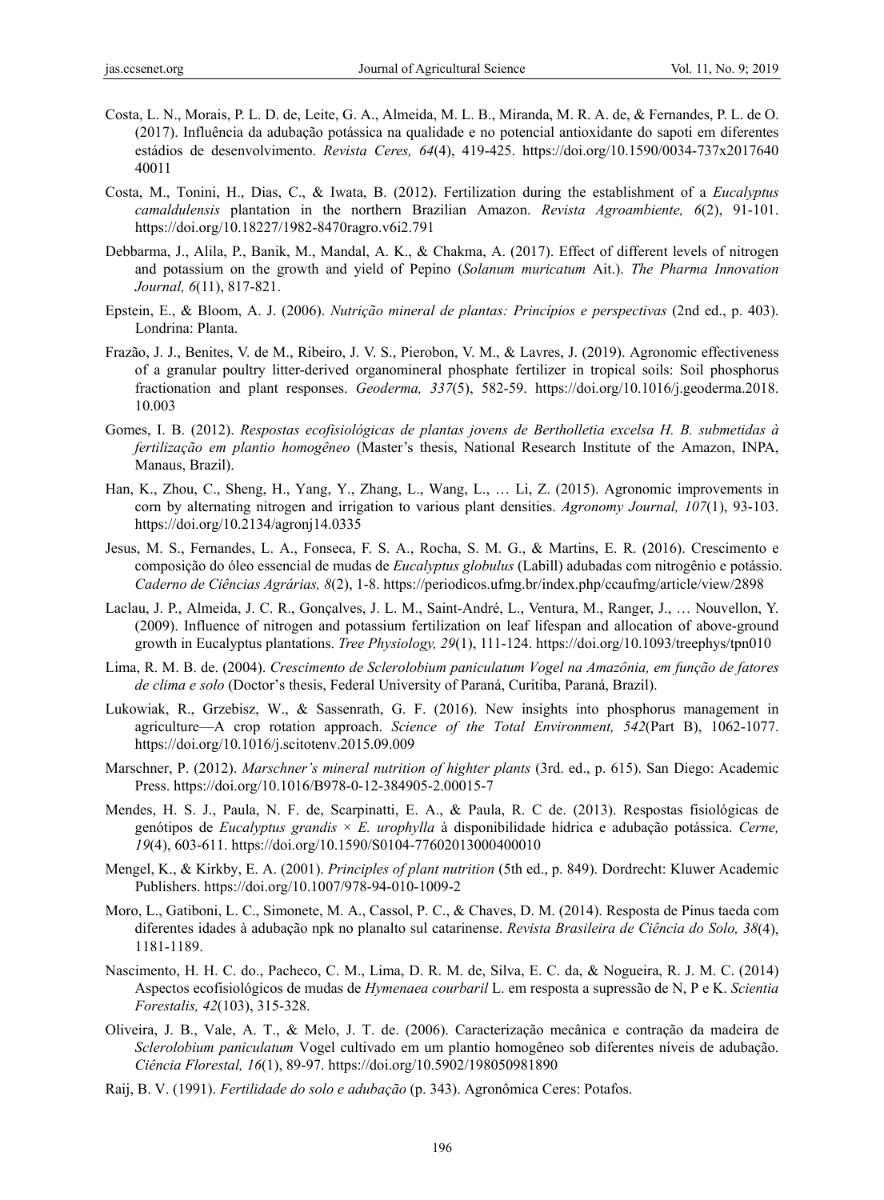Costa, L. N., Morais, P. L. D. de, Leite, G. A., Almeida, M. L. B., Miranda, M. R. A. de, & Fernandes, P. L. de O. (2017). Influência da adubação potássica na qualidade e no potencial antioxidante do sapoti em diferentes estádios de desenvolvimento. *Revista Ceres, 64*(4), 419-425. https://doi.org/10.1590/0034-737x201764040011

Costa, M., Tonini, H., Dias, C., & Iwata, B. (2012). Fertilization during the establishment of a *Eucalyptus camaldulensis* plantation in the northern Brazilian Amazon. *Revista Agroambiente, 6*(2), 91-101. https://doi.org/10.18227/1982-8470ragro.v6i2.791

Debbarma, J., Alila, P., Banik, M., Mandal, A. K., & Chakma, A. (2017). Effect of different levels of nitrogen and potassium on the growth and yield of Pepino (*Solanum muricatum* Ait.). *The Pharma Innovation Journal, 6*(11), 817-821.

Epstein, E., & Bloom, A. J. (2006). *Nutrição mineral de plantas: Princípios e perspectivas* (2nd ed., p. 403). Londrina: Planta.

Frazão, J. J., Benites, V. de M., Ribeiro, J. V. S., Pierobon, V. M., & Lavres, J. (2019). Agronomic effectiveness of a granular poultry litter-derived organomineral phosphate fertilizer in tropical soils: Soil phosphorus fractionation and plant responses. *Geoderma, 337*(5), 582-59. https://doi.org/10.1016/j.geoderma.2018.10.003

Gomes, I. B. (2012). *Respostas ecofisiológicas de plantas jovens de Bertholletia excelsa H. B. submetidas à fertilização em plantio homogêneo* (Master's thesis, National Research Institute of the Amazon, INPA, Manaus, Brazil).

Han, K., Zhou, C., Sheng, H., Yang, Y., Zhang, L., Wang, L., … Li, Z. (2015). Agronomic improvements in corn by alternating nitrogen and irrigation to various plant densities. *Agronomy Journal, 107*(1), 93-103. https://doi.org/10.2134/agronj14.0335

Jesus, M. S., Fernandes, L. A., Fonseca, F. S. A., Rocha, S. M. G., & Martins, E. R. (2016). Crescimento e composição do óleo essencial de mudas de *Eucalyptus globulus* (Labill) adubadas com nitrogênio e potássio. *Caderno de Ciências Agrárias, 8*(2), 1-8. https://periodicos.ufmg.br/index.php/ccaufmg/article/view/2898

Laclau, J. P., Almeida, J. C. R., Gonçalves, J. L. M., Saint-André, L., Ventura, M., Ranger, J., … Nouvellon, Y. (2009). Influence of nitrogen and potassium fertilization on leaf lifespan and allocation of above-ground growth in Eucalyptus plantations. *Tree Physiology, 29*(1), 111-124. https://doi.org/10.1093/treephys/tpn010

Lima, R. M. B. de. (2004). *Crescimento de Sclerolobium paniculatum Vogel na Amazônia, em função de fatores de clima e solo* (Doctor's thesis, Federal University of Paraná, Curitiba, Paraná, Brazil).

Lukowiak, R., Grzebisz, W., & Sassenrath, G. F. (2016). New insights into phosphorus management in agriculture—A crop rotation approach. *Science of the Total Environment, 542*(Part B), 1062-1077. https://doi.org/10.1016/j.scitotenv.2015.09.009

Marschner, P. (2012). *Marschner's mineral nutrition of highter plants* (3rd. ed., p. 615). San Diego: Academic Press. https://doi.org/10.1016/B978-0-12-384905-2.00015-7

Mendes, H. S. J., Paula, N. F. de, Scarpinatti, E. A., & Paula, R. C de. (2013). Respostas fisiológicas de genótipos de *Eucalyptus grandis* × *E. urophylla* à disponibilidade hídrica e adubação potássica. *Cerne, 19*(4), 603-611. https://doi.org/10.1590/S0104-77602013000400010

Mengel, K., & Kirkby, E. A. (2001). *Principles of plant nutrition* (5th ed., p. 849). Dordrecht: Kluwer Academic Publishers. https://doi.org/10.1007/978-94-010-1009-2

Moro, L., Gatiboni, L. C., Simonete, M. A., Cassol, P. C., & Chaves, D. M. (2014). Resposta de Pinus taeda com diferentes idades à adubação npk no planalto sul catarinense. *Revista Brasileira de Ciência do Solo, 38*(4), 1181-1189.

Nascimento, H. H. C. do., Pacheco, C. M., Lima, D. R. M. de, Silva, E. C. da, & Nogueira, R. J. M. C. (2014) Aspectos ecofisiológicos de mudas de *Hymenaea courbaril* L. em resposta a supressão de N, P e K. *Scientia Forestalis, 42*(103), 315-328.

Oliveira, J. B., Vale, A. T., & Melo, J. T. de. (2006). Caracterização mecânica e contração da madeira de *Sclerolobium paniculatum* Vogel cultivado em um plantio homogêneo sob diferentes níveis de adubação. *Ciência Florestal, 16*(1), 89-97. https://doi.org/10.5902/198050981890

Raij, B. V. (1991). *Fertilidade do solo e adubação* (p. 343). Agronômica Ceres: Potafos.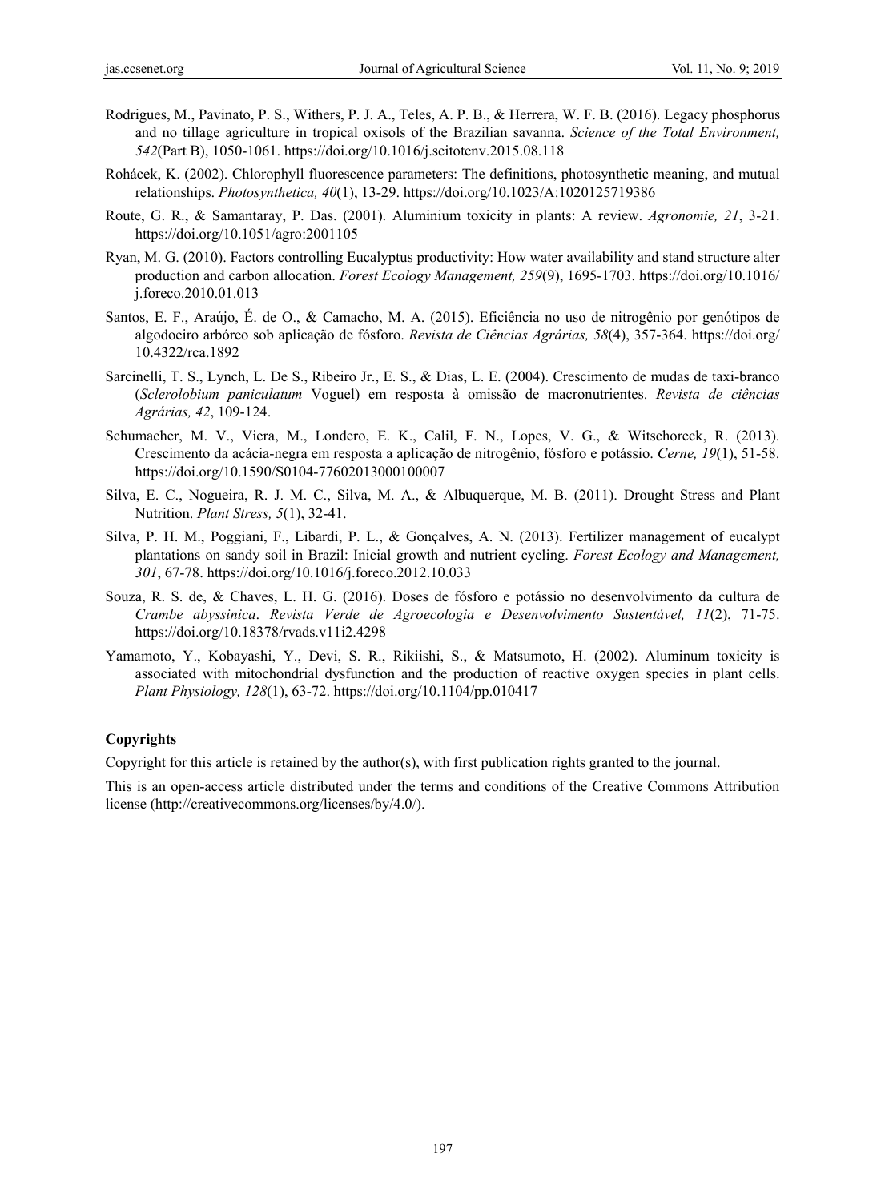Rodrigues, M., Pavinato, P. S., Withers, P. J. A., Teles, A. P. B., & Herrera, W. F. B. (2016). Legacy phosphorus and no tillage agriculture in tropical oxisols of the Brazilian savanna. *Science of the Total Environment, 542*(Part B), 1050-1061. https://doi.org/10.1016/j.scitotenv.2015.08.118

Rohácek, K. (2002). Chlorophyll fluorescence parameters: The definitions, photosynthetic meaning, and mutual relationships. *Photosynthetica, 40*(1), 13-29. https://doi.org/10.1023/A:1020125719386

Route, G. R., & Samantaray, P. Das. (2001). Aluminium toxicity in plants: A review. *Agronomie, 21*, 3-21. https://doi.org/10.1051/agro:2001105

Ryan, M. G. (2010). Factors controlling Eucalyptus productivity: How water availability and stand structure alter production and carbon allocation. *Forest Ecology Management, 259*(9), 1695-1703. https://doi.org/10.1016/j.foreco.2010.01.013

Santos, E. F., Araújo, É. de O., & Camacho, M. A. (2015). Eficiência no uso de nitrogênio por genótipos de algodoeiro arbóreo sob aplicação de fósforo. *Revista de Ciências Agrárias, 58*(4), 357-364. https://doi.org/10.4322/rca.1892

Sarcinelli, T. S., Lynch, L. De S., Ribeiro Jr., E. S., & Dias, L. E. (2004). Crescimento de mudas de taxi-branco (*Sclerolobium paniculatum* Voguel) em resposta à omissão de macronutrientes. *Revista de ciências Agrárias, 42*, 109-124.

Schumacher, M. V., Viera, M., Londero, E. K., Calil, F. N., Lopes, V. G., & Witschoreck, R. (2013). Crescimento da acácia-negra em resposta a aplicação de nitrogênio, fósforo e potássio. *Cerne, 19*(1), 51-58. https://doi.org/10.1590/S0104-77602013000100007

Silva, E. C., Nogueira, R. J. M. C., Silva, M. A., & Albuquerque, M. B. (2011). Drought Stress and Plant Nutrition. *Plant Stress, 5*(1), 32-41.

Silva, P. H. M., Poggiani, F., Libardi, P. L., & Gonçalves, A. N. (2013). Fertilizer management of eucalypt plantations on sandy soil in Brazil: Inicial growth and nutrient cycling. *Forest Ecology and Management, 301*, 67-78. https://doi.org/10.1016/j.foreco.2012.10.033

Souza, R. S. de, & Chaves, L. H. G. (2016). Doses de fósforo e potássio no desenvolvimento da cultura de *Crambe abyssinica*. *Revista Verde de Agroecologia e Desenvolvimento Sustentável, 11*(2), 71-75. https://doi.org/10.18378/rvads.v11i2.4298

Yamamoto, Y., Kobayashi, Y., Devi, S. R., Rikiishi, S., & Matsumoto, H. (2002). Aluminum toxicity is associated with mitochondrial dysfunction and the production of reactive oxygen species in plant cells. *Plant Physiology, 128*(1), 63-72. https://doi.org/10.1104/pp.010417

## Copyrights

Copyright for this article is retained by the author(s), with first publication rights granted to the journal.

This is an open-access article distributed under the terms and conditions of the Creative Commons Attribution license (http://creativecommons.org/licenses/by/4.0/).